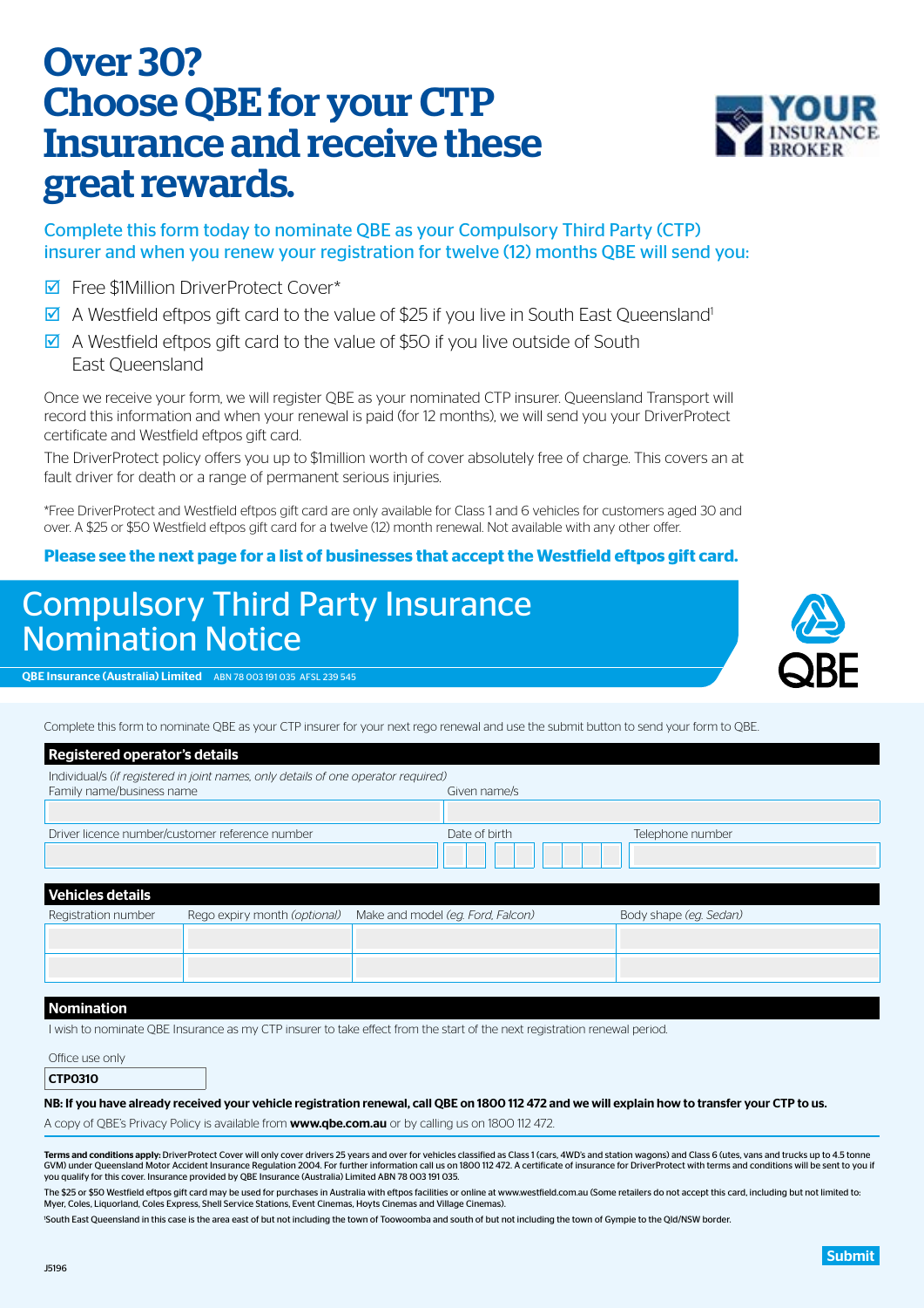# Over 30? Choose QBE for your CTP Insurance and receive these great rewards.

YOUR INSURANCE BROKER

Complete this form today to nominate QBE as your Compulsory Third Party (CTP) insurer and when you renew your registration for twelve (12) months QBE will send you:

- ☑ Free $1Million DriverProtect Cover*
- ☑ A Westfield eftpos gift card to the value of $25 if you live in South East Queensland[1]
- ☑ A Westfield eftpos gift card to the value of $50 if you live outside of South East Queensland

Once we receive your form, we will register QBE as your nominated CTP insurer. Queensland Transport will record this information and when your renewal is paid (for 12 months), we will send you your DriverProtect certificate and Westfield eftpos gift card.

The DriverProtect policy offers you up to $1million worth of cover absolutely free of charge. This covers an at fault driver for death or a range of permanent serious injuries.

*Free DriverProtect and Westfield eftpos gift card are only available for Class 1 and 6 vehicles for customers aged 30 and over. A $25 or $50 Westfield eftpos gift card for a twelve (12) month renewal. Not available with any other offer.

**Please see the next page for a list of businesses that accept the Westfield eftpos gift card.**

## Compulsory Third Party Insurance Nomination Notice

**QBE Insurance (Australia) Limited** ABN 78 003 191 035 AFSL 239 545

QBE

Complete this form to nominate QBE as your CTP insurer for your next rego renewal and use the submit button to send your form to QBE.

### Registered operator's details

Individual/s *(if registered in joint names, only details of one operator required)*

| Family name/business name | Given name/s | |
|---|---|---|
| | | |
| **Driver licence number/customer reference number** | **Date of birth** | **Telephone number** |
| | | |

### Vehicles details

| Registration number | Rego expiry month *(optional)* | Make and model *(eg. Ford, Falcon)* | Body shape *(eg. Sedan)* |
|---|---|---|---|
| | | | |
| | | | |

### Nomination

I wish to nominate QBE Insurance as my CTP insurer to take effect from the start of the next registration renewal period.

Office use only

**CTP0310**

**NB: If you have already received your vehicle registration renewal, call QBE on 1800 112 472 and we will explain how to transfer your CTP to us.**

A copy of QBE's Privacy Policy is available from **www.qbe.com.au** or by calling us on 1800 112 472.

**Terms and conditions apply:** DriverProtect Cover will only cover drivers 25 years and over for vehicles classified as Class 1 (cars, 4WD's and station wagons) and Class 6 (utes, vans and trucks up to 4.5 tonne GVM) under Queensland Motor Accident Insurance Regulation 2004. For further information call us on 1800 112 472. A certificate of insurance for DriverProtect with terms and conditions will be sent to you if you qualify for this cover. Insurance provided by QBE Insurance (Australia) Limited ABN 78 003 191 035.

The $25 or $50 Westfield eftpos gift card may be used for purchases in Australia with eftpos facilities or online at www.westfield.com.au (Some retailers do not accept this card, including but not limited to: Myer, Coles, Liquorland, Coles Express, Shell Service Stations, Event Cinemas, Hoyts Cinemas and Village Cinemas).

[1]South East Queensland in this case is the area east of but not including the town of Toowoomba and south of but not including the town of Gympie to the Qld/NSW border.

J5196

Submit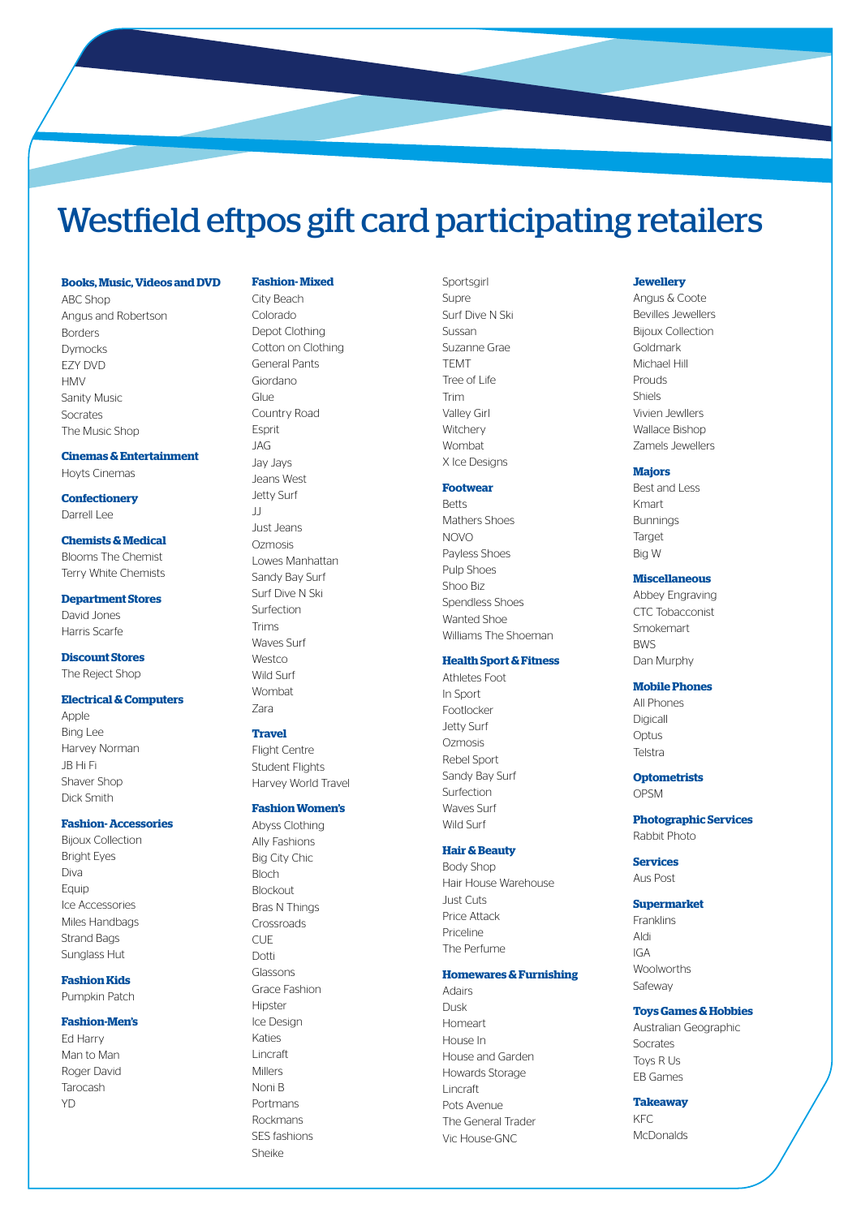# Westfield eftpos gift card participating retailers

**Books, Music, Videos and DVD**
ABC Shop
Angus and Robertson
Borders
Dymocks
EZY DVD
HMV
Sanity Music
Socrates
The Music Shop

**Cinemas & Entertainment**
Hoyts Cinemas

**Confectionery**
Darrell Lee

**Chemists & Medical**
Blooms The Chemist
Terry White Chemists

**Department Stores**
David Jones
Harris Scarfe

**Discount Stores**
The Reject Shop

**Electrical & Computers**
Apple
Bing Lee
Harvey Norman
JB Hi Fi
Shaver Shop
Dick Smith

**Fashion- Accessories**
Bijoux Collection
Bright Eyes
Diva
Equip
Ice Accessories
Miles Handbags
Strand Bags
Sunglass Hut

**Fashion Kids**
Pumpkin Patch

**Fashion-Men's**
Ed Harry
Man to Man
Roger David
Tarocash
YD

**Fashion- Mixed**
City Beach
Colorado
Depot Clothing
Cotton on Clothing
General Pants
Giordano
Glue
Country Road
Esprit
JAG
Jay Jays
Jeans West
Jetty Surf
JJ
Just Jeans
Ozmosis
Lowes Manhattan
Sandy Bay Surf
Surf Dive N Ski
Surfection
Trims
Waves Surf
Westco
Wild Surf
Wombat
Zara

**Travel**
Flight Centre
Student Flights
Harvey World Travel

**Fashion Women's**
Abyss Clothing
Ally Fashions
Big City Chic
Bloch
Blockout
Bras N Things
Crossroads
CUE
Dotti
Glassons
Grace Fashion
Hipster
Ice Design
Katies
Lincraft
Millers
Noni B
Portmans
Rockmans
SES fashions
Sheike
Sportsgirl
Supre
Surf Dive N Ski
Sussan
Suzanne Grae
TEMT
Tree of Life
Trim
Valley Girl
Witchery
Wombat
X Ice Designs

**Footwear**
Betts
Mathers Shoes
NOVO
Payless Shoes
Pulp Shoes
Shoo Biz
Spendless Shoes
Wanted Shoe
Williams The Shoeman

**Health Sport & Fitness**
Athletes Foot
In Sport
Footlocker
Jetty Surf
Ozmosis
Rebel Sport
Sandy Bay Surf
Surfection
Waves Surf
Wild Surf

**Hair & Beauty**
Body Shop
Hair House Warehouse
Just Cuts
Price Attack
Priceline
The Perfume

**Homewares & Furnishing**
Adairs
Dusk
Homeart
House In
House and Garden
Howards Storage
Lincraft
Pots Avenue
The General Trader
Vic House-GNC

**Jewellery**
Angus & Coote
Bevilles Jewellers
Bijoux Collection
Goldmark
Michael Hill
Prouds
Shiels
Vivien Jewllers
Wallace Bishop
Zamels Jewellers

**Majors**
Best and Less
Kmart
Bunnings
Target
Big W

**Miscellaneous**
Abbey Engraving
CTC Tobacconist
Smokemart
BWS
Dan Murphy

**Mobile Phones**
All Phones
Digicall
Optus
Telstra

**Optometrists**
OPSM

**Photographic Services**
Rabbit Photo

**Services**
Aus Post

**Supermarket**
Franklins
Aldi
IGA
Woolworths
Safeway

**Toys Games & Hobbies**
Australian Geographic
Socrates
Toys R Us
EB Games

**Takeaway**
KFC
McDonalds